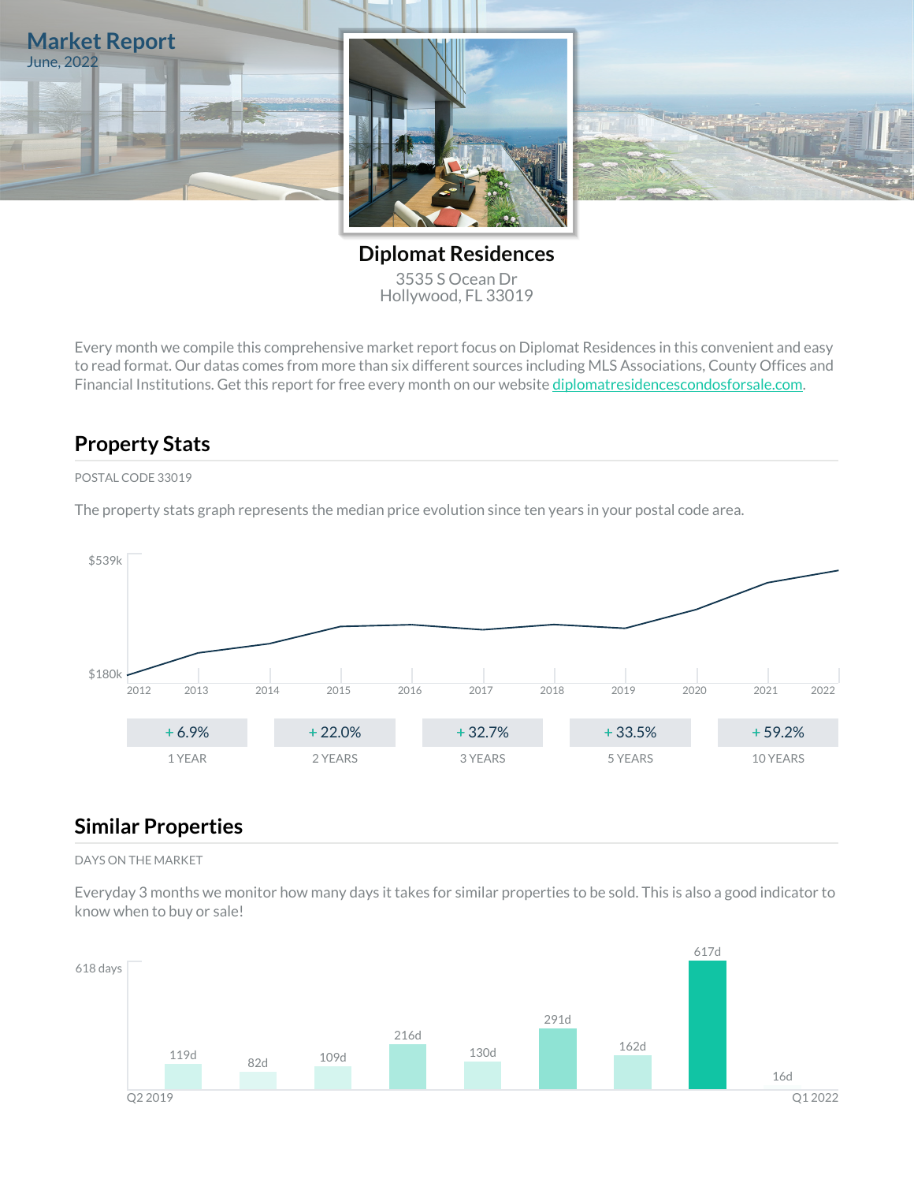# Market Report

June, 2022

## Diplomat Residences

3535 S Ocean Dr
Hollywood, FL 33019

Every month we compile this comprehensive market report focus on Diplomat Residences in this convenient and easy to read format. Our datas comes from more than six different sources including MLS Associations, County Offices and Financial Institutions. Get this report for free every month on our website [diplomatresidencescondosforsale.com](diplomatresidencescondosforsale.com).

## Property Stats

POSTAL CODE 33019

The property stats graph represents the median price evolution since ten years in your postal code area.

$539k

$180k

2012 2013 2014 2015 2016 2017 2018 2019 2020 2021 2022

| + 6.9% | + 22.0% | + 32.7% | + 33.5% | + 59.2% |
|---|---|---|---|---|
| 1 YEAR | 2 YEARS | 3 YEARS | 5 YEARS | 10 YEARS |

## Similar Properties

DAYS ON THE MARKET

Everyday 3 months we monitor how many days it takes for similar properties to be sold. This is also a good indicator to know when to buy or sale!

618 days

119d 82d 109d 216d 130d 291d 162d 617d 16d

Q2 2019 Q1 2022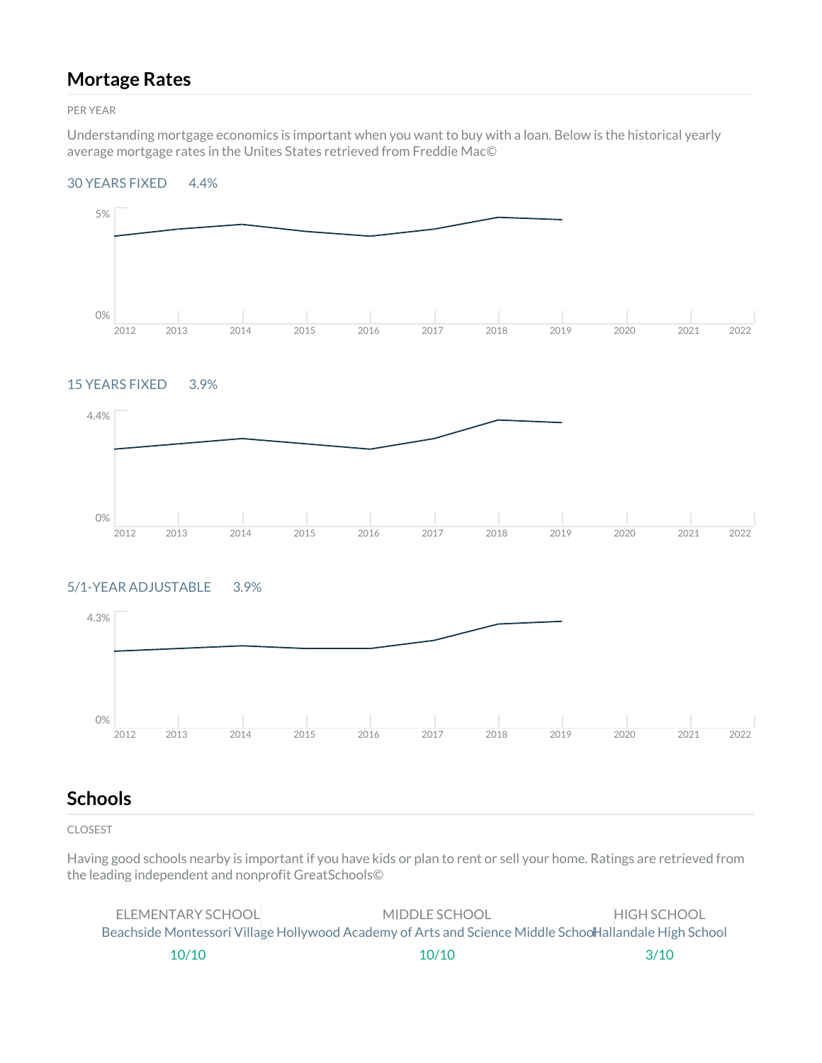## Mortage Rates

PER YEAR

Understanding mortgage economics is important when you want to buy with a loan. Below is the historical yearly average mortgage rates in the Unites States retrieved from Freddie Mac©

30 YEARS FIXED 4.4%

15 YEARS FIXED 3.9%

5/1-YEAR ADJUSTABLE 3.9%

## Schools

CLOSEST

Having good schools nearby is important if you have kids or plan to rent or sell your home. Ratings are retrieved from the leading independent and nonprofit GreatSchools©

| ELEMENTARY SCHOOL | MIDDLE SCHOOL | HIGH SCHOOL |
|---|---|---|
| Beachside Montessori Village | Hollywood Academy of Arts and Science Middle School | Hallandale High School |
| 10/10 | 10/10 | 3/10 |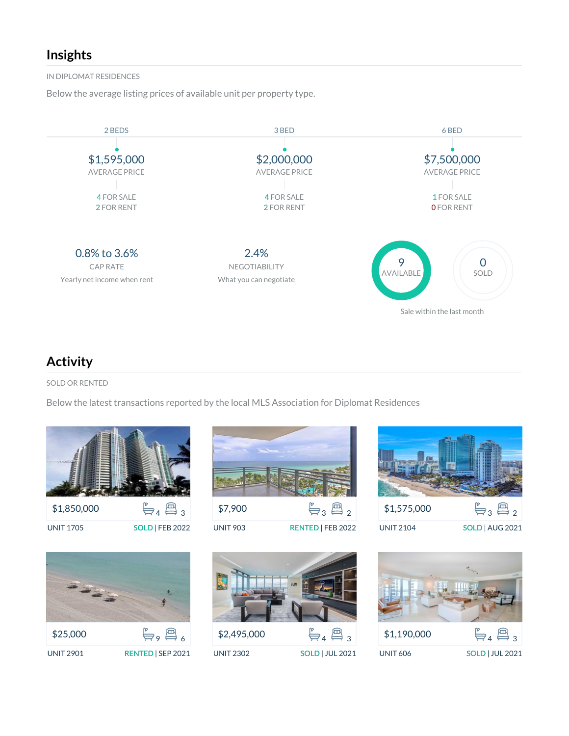## Insights

IN DIPLOMAT RESIDENCES

Below the average listing prices of available unit per property type.

| 2 BEDS | 3 BED | 6 BED |
|---|---|---|
| $1,595,000 AVERAGE PRICE | $2,000,000 AVERAGE PRICE | $7,500,000 AVERAGE PRICE |
| 4 FOR SALE | 4 FOR SALE | 1 FOR SALE |
| 2 FOR RENT | 2 FOR RENT | 0 FOR RENT |

**0.8% to 3.6%**
CAP RATE
Yearly net income when rent

**2.4%**
NEGOTIABILITY
What you can negotiate

**9** AVAILABLE

**0** SOLD

Sale within the last month

## Activity

SOLD OR RENTED

Below the latest transactions reported by the local MLS Association for Diplomat Residences

| Price | Baths | Beds | Unit | Status |
|---|---|---|---|---|
| $1,850,000 | 4 | 3 | UNIT 1705 | SOLD \| FEB 2022 |
| $7,900 | 3 | 2 | UNIT 903 | RENTED \| FEB 2022 |
| $1,575,000 | 3 | 2 | UNIT 2104 | SOLD \| AUG 2021 |
| $25,000 | 9 | 6 | UNIT 2901 | RENTED \| SEP 2021 |
| $2,495,000 | 4 | 3 | UNIT 2302 | SOLD \| JUL 2021 |
| $1,190,000 | 4 | 3 | UNIT 606 | SOLD \| JUL 2021 |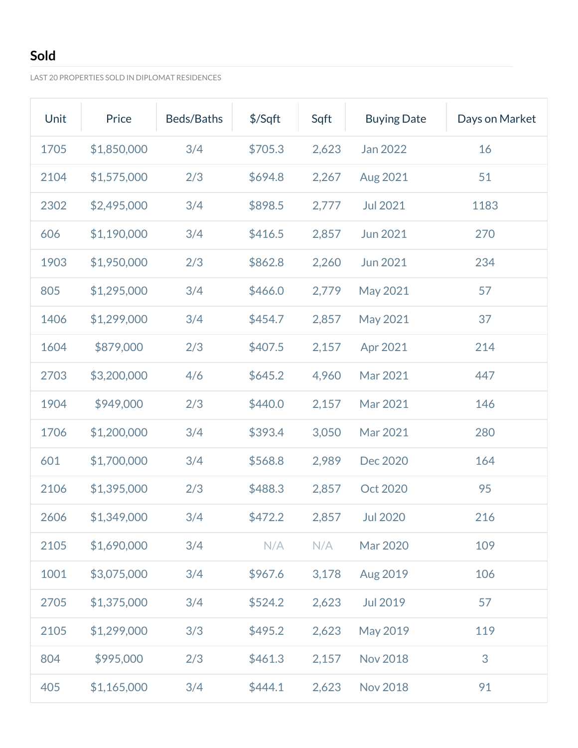## Sold

LAST 20 PROPERTIES SOLD IN DIPLOMAT RESIDENCES

| Unit | Price | Beds/Baths | $/Sqft | Sqft | Buying Date | Days on Market |
|---|---|---|---|---|---|---|
| 1705 | $1,850,000 | 3/4 | $705.3 | 2,623 | Jan 2022 | 16 |
| 2104 | $1,575,000 | 2/3 | $694.8 | 2,267 | Aug 2021 | 51 |
| 2302 | $2,495,000 | 3/4 | $898.5 | 2,777 | Jul 2021 | 1183 |
| 606 | $1,190,000 | 3/4 | $416.5 | 2,857 | Jun 2021 | 270 |
| 1903 | $1,950,000 | 2/3 | $862.8 | 2,260 | Jun 2021 | 234 |
| 805 | $1,295,000 | 3/4 | $466.0 | 2,779 | May 2021 | 57 |
| 1406 | $1,299,000 | 3/4 | $454.7 | 2,857 | May 2021 | 37 |
| 1604 | $879,000 | 2/3 | $407.5 | 2,157 | Apr 2021 | 214 |
| 2703 | $3,200,000 | 4/6 | $645.2 | 4,960 | Mar 2021 | 447 |
| 1904 | $949,000 | 2/3 | $440.0 | 2,157 | Mar 2021 | 146 |
| 1706 | $1,200,000 | 3/4 | $393.4 | 3,050 | Mar 2021 | 280 |
| 601 | $1,700,000 | 3/4 | $568.8 | 2,989 | Dec 2020 | 164 |
| 2106 | $1,395,000 | 2/3 | $488.3 | 2,857 | Oct 2020 | 95 |
| 2606 | $1,349,000 | 3/4 | $472.2 | 2,857 | Jul 2020 | 216 |
| 2105 | $1,690,000 | 3/4 | N/A | N/A | Mar 2020 | 109 |
| 1001 | $3,075,000 | 3/4 | $967.6 | 3,178 | Aug 2019 | 106 |
| 2705 | $1,375,000 | 3/4 | $524.2 | 2,623 | Jul 2019 | 57 |
| 2105 | $1,299,000 | 3/3 | $495.2 | 2,623 | May 2019 | 119 |
| 804 | $995,000 | 2/3 | $461.3 | 2,157 | Nov 2018 | 3 |
| 405 | $1,165,000 | 3/4 | $444.1 | 2,623 | Nov 2018 | 91 |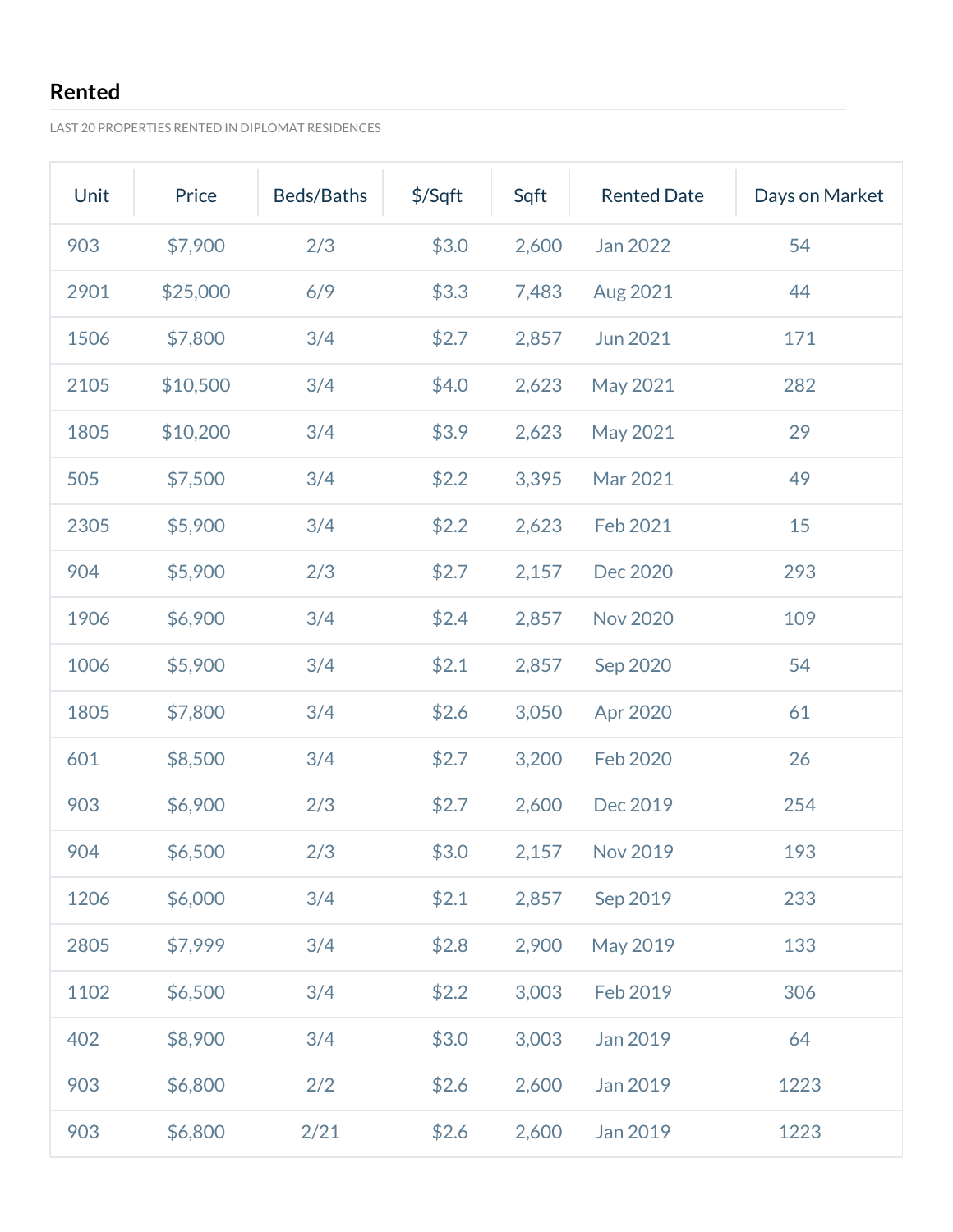## Rented

LAST 20 PROPERTIES RENTED IN DIPLOMAT RESIDENCES

| Unit | Price | Beds/Baths | $/Sqft | Sqft | Rented Date | Days on Market |
|---|---|---|---|---|---|---|
| 903 | $7,900 | 2/3 | $3.0 | 2,600 | Jan 2022 | 54 |
| 2901 | $25,000 | 6/9 | $3.3 | 7,483 | Aug 2021 | 44 |
| 1506 | $7,800 | 3/4 | $2.7 | 2,857 | Jun 2021 | 171 |
| 2105 | $10,500 | 3/4 | $4.0 | 2,623 | May 2021 | 282 |
| 1805 | $10,200 | 3/4 | $3.9 | 2,623 | May 2021 | 29 |
| 505 | $7,500 | 3/4 | $2.2 | 3,395 | Mar 2021 | 49 |
| 2305 | $5,900 | 3/4 | $2.2 | 2,623 | Feb 2021 | 15 |
| 904 | $5,900 | 2/3 | $2.7 | 2,157 | Dec 2020 | 293 |
| 1906 | $6,900 | 3/4 | $2.4 | 2,857 | Nov 2020 | 109 |
| 1006 | $5,900 | 3/4 | $2.1 | 2,857 | Sep 2020 | 54 |
| 1805 | $7,800 | 3/4 | $2.6 | 3,050 | Apr 2020 | 61 |
| 601 | $8,500 | 3/4 | $2.7 | 3,200 | Feb 2020 | 26 |
| 903 | $6,900 | 2/3 | $2.7 | 2,600 | Dec 2019 | 254 |
| 904 | $6,500 | 2/3 | $3.0 | 2,157 | Nov 2019 | 193 |
| 1206 | $6,000 | 3/4 | $2.1 | 2,857 | Sep 2019 | 233 |
| 2805 | $7,999 | 3/4 | $2.8 | 2,900 | May 2019 | 133 |
| 1102 | $6,500 | 3/4 | $2.2 | 3,003 | Feb 2019 | 306 |
| 402 | $8,900 | 3/4 | $3.0 | 3,003 | Jan 2019 | 64 |
| 903 | $6,800 | 2/2 | $2.6 | 2,600 | Jan 2019 | 1223 |
| 903 | $6,800 | 2/21 | $2.6 | 2,600 | Jan 2019 | 1223 |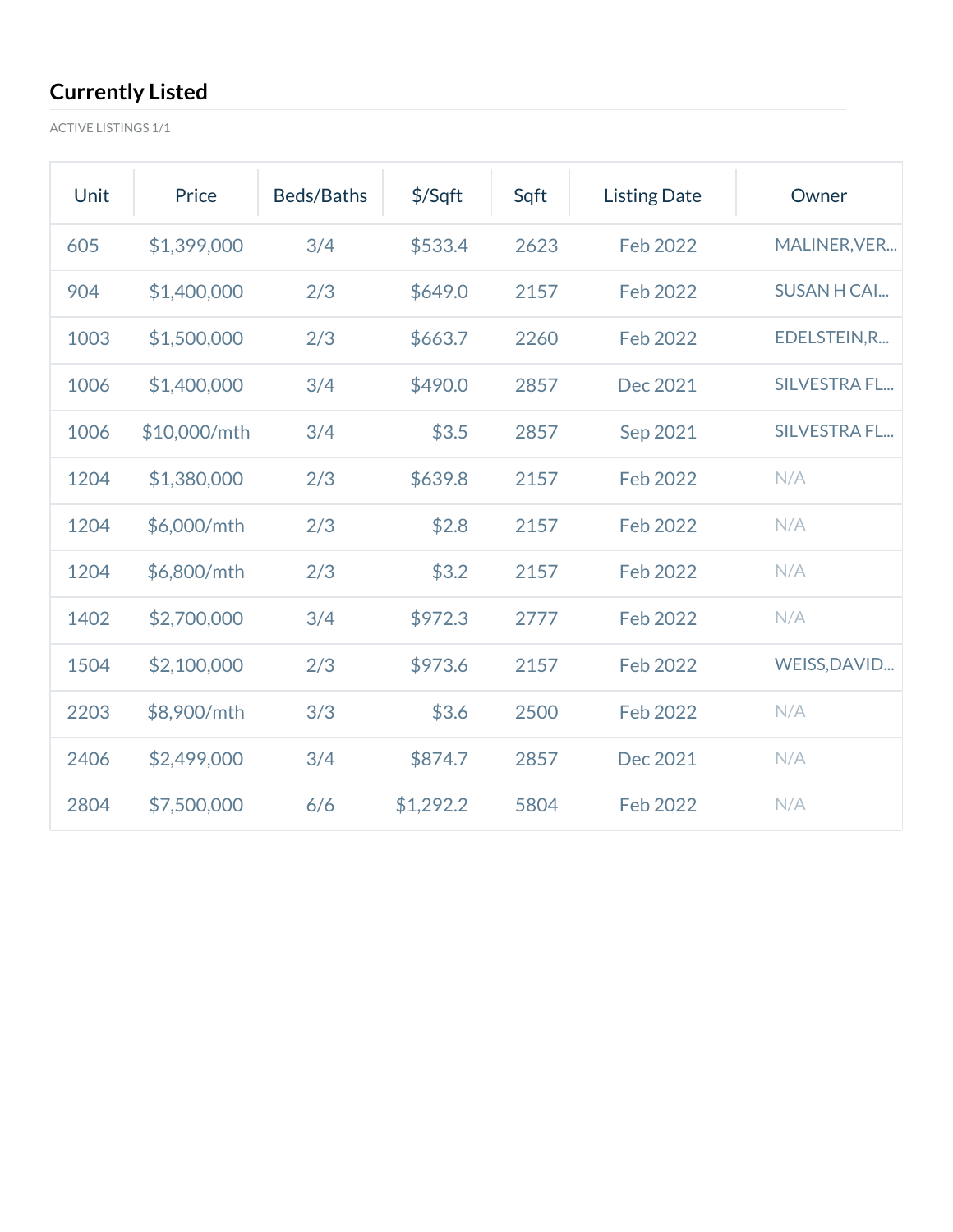## Currently Listed

ACTIVE LISTINGS 1/1

| Unit | Price | Beds/Baths | $/Sqft | Sqft | Listing Date | Owner |
|---|---|---|---|---|---|---|
| 605 | $1,399,000 | 3/4 | $533.4 | 2623 | Feb 2022 | MALINER,VER... |
| 904 | $1,400,000 | 2/3 | $649.0 | 2157 | Feb 2022 | SUSAN H CAI... |
| 1003 | $1,500,000 | 2/3 | $663.7 | 2260 | Feb 2022 | EDELSTEIN,R... |
| 1006 | $1,400,000 | 3/4 | $490.0 | 2857 | Dec 2021 | SILVESTRA FL... |
| 1006 | $10,000/mth | 3/4 | $3.5 | 2857 | Sep 2021 | SILVESTRA FL... |
| 1204 | $1,380,000 | 2/3 | $639.8 | 2157 | Feb 2022 | N/A |
| 1204 | $6,000/mth | 2/3 | $2.8 | 2157 | Feb 2022 | N/A |
| 1204 | $6,800/mth | 2/3 | $3.2 | 2157 | Feb 2022 | N/A |
| 1402 | $2,700,000 | 3/4 | $972.3 | 2777 | Feb 2022 | N/A |
| 1504 | $2,100,000 | 2/3 | $973.6 | 2157 | Feb 2022 | WEISS,DAVID... |
| 2203 | $8,900/mth | 3/3 | $3.6 | 2500 | Feb 2022 | N/A |
| 2406 | $2,499,000 | 3/4 | $874.7 | 2857 | Dec 2021 | N/A |
| 2804 | $7,500,000 | 6/6 | $1,292.2 | 5804 | Feb 2022 | N/A |